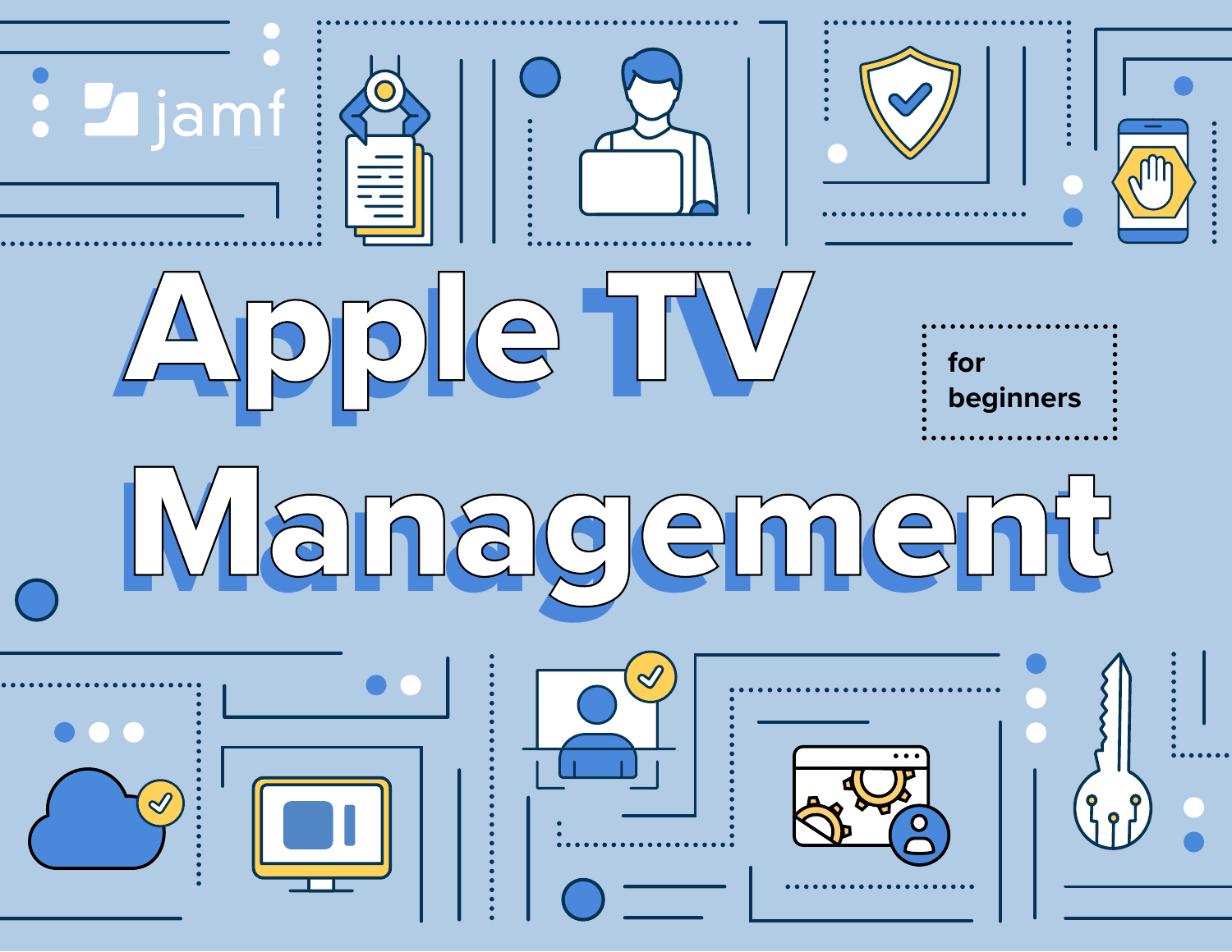jamf

# Apple TV Management

for beginners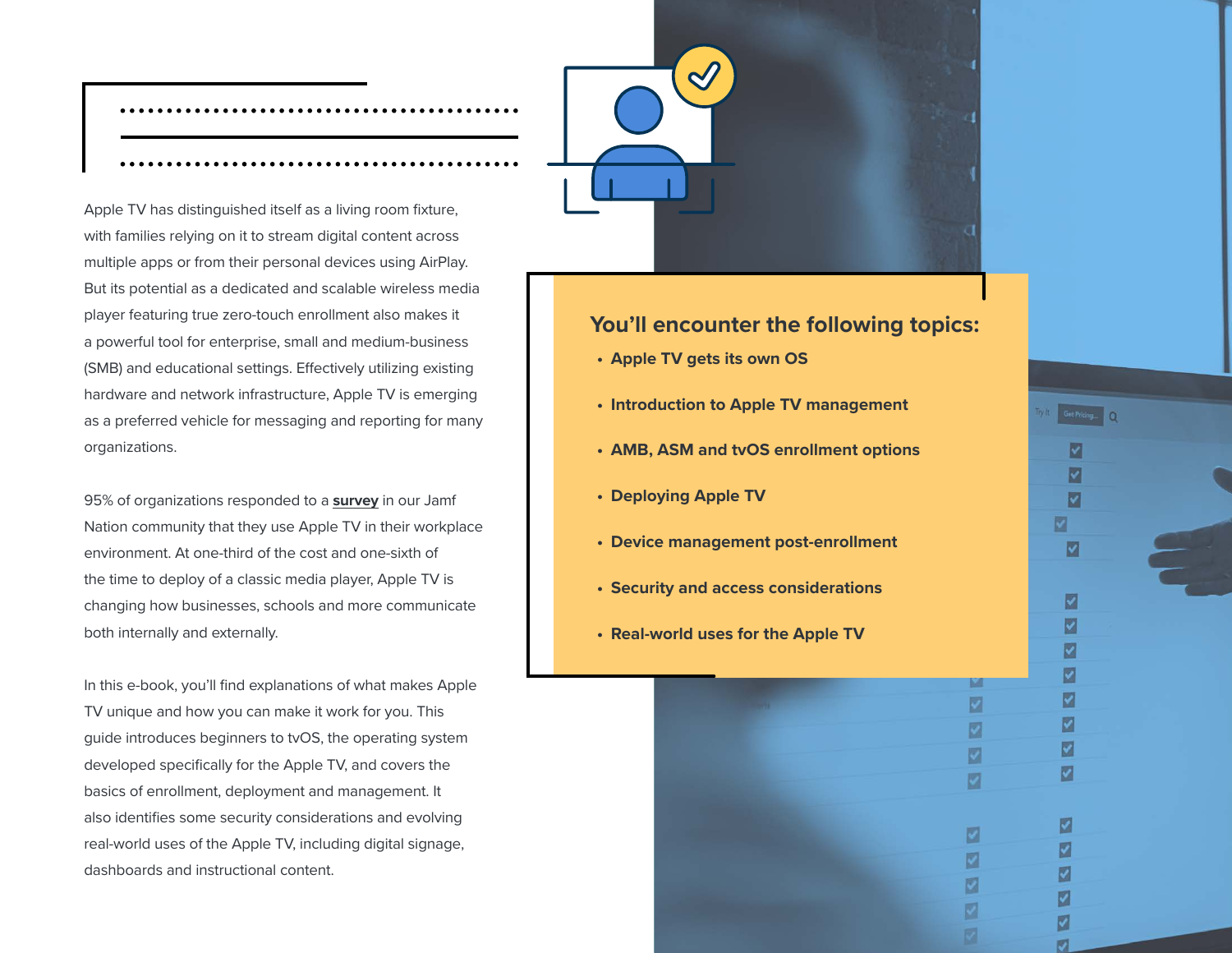Apple TV has distinguished itself as a living room fixture, with families relying on it to stream digital content across multiple apps or from their personal devices using AirPlay. But its potential as a dedicated and scalable wireless media player featuring true zero-touch enrollment also makes it a powerful tool for enterprise, small and medium-business (SMB) and educational settings. Effectively utilizing existing hardware and network infrastructure, Apple TV is emerging as a preferred vehicle for messaging and reporting for many organizations.

95% of organizations responded to a **survey** in our Jamf Nation community that they use Apple TV in their workplace environment. At one-third of the cost and one-sixth of the time to deploy of a classic media player, Apple TV is changing how businesses, schools and more communicate both internally and externally.

In this e-book, you'll find explanations of what makes Apple TV unique and how you can make it work for you. This guide introduces beginners to tvOS, the operating system developed specifically for the Apple TV, and covers the basics of enrollment, deployment and management. It also identifies some security considerations and evolving real-world uses of the Apple TV, including digital signage, dashboards and instructional content.

## You'll encounter the following topics:

- **Apple TV gets its own OS**
- **Introduction to Apple TV management**
- **AMB, ASM and tvOS enrollment options**
- **Deploying Apple TV**
- **Device management post-enrollment**
- **Security and access considerations**
- **Real-world uses for the Apple TV**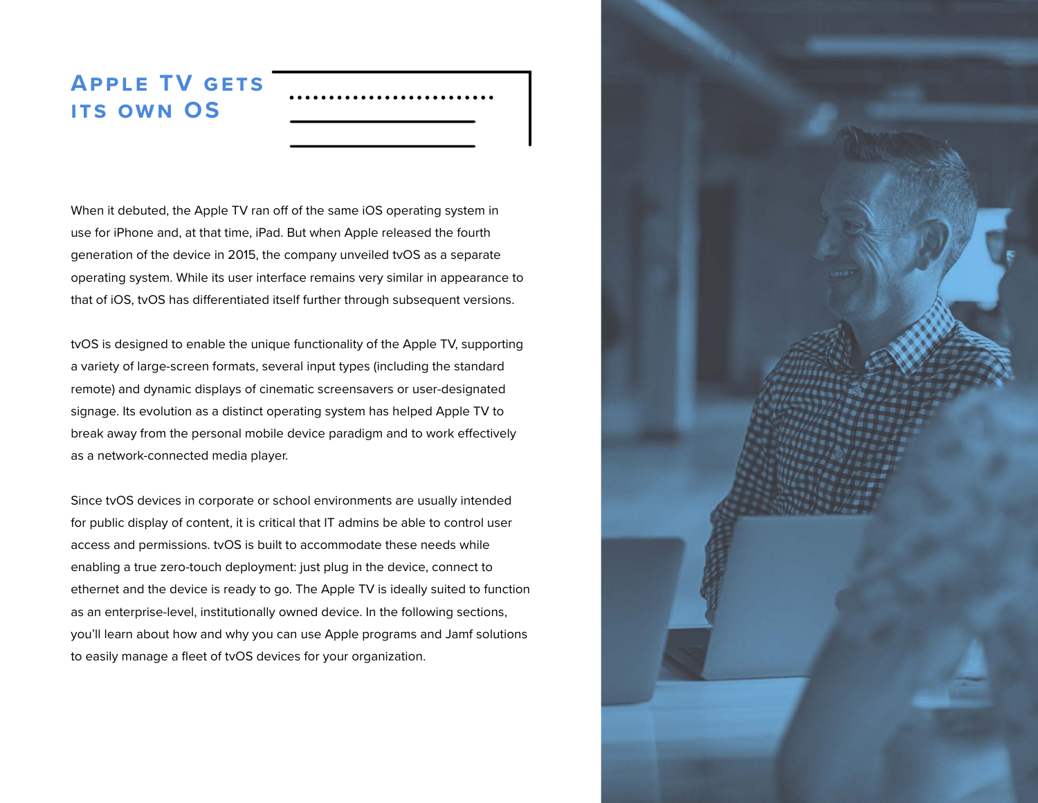# Apple TV gets its own OS

When it debuted, the Apple TV ran off of the same iOS operating system in use for iPhone and, at that time, iPad. But when Apple released the fourth generation of the device in 2015, the company unveiled tvOS as a separate operating system. While its user interface remains very similar in appearance to that of iOS, tvOS has differentiated itself further through subsequent versions.

tvOS is designed to enable the unique functionality of the Apple TV, supporting a variety of large-screen formats, several input types (including the standard remote) and dynamic displays of cinematic screensavers or user-designated signage. Its evolution as a distinct operating system has helped Apple TV to break away from the personal mobile device paradigm and to work effectively as a network-connected media player.

Since tvOS devices in corporate or school environments are usually intended for public display of content, it is critical that IT admins be able to control user access and permissions. tvOS is built to accommodate these needs while enabling a true zero-touch deployment: just plug in the device, connect to ethernet and the device is ready to go. The Apple TV is ideally suited to function as an enterprise-level, institutionally owned device. In the following sections, you'll learn about how and why you can use Apple programs and Jamf solutions to easily manage a fleet of tvOS devices for your organization.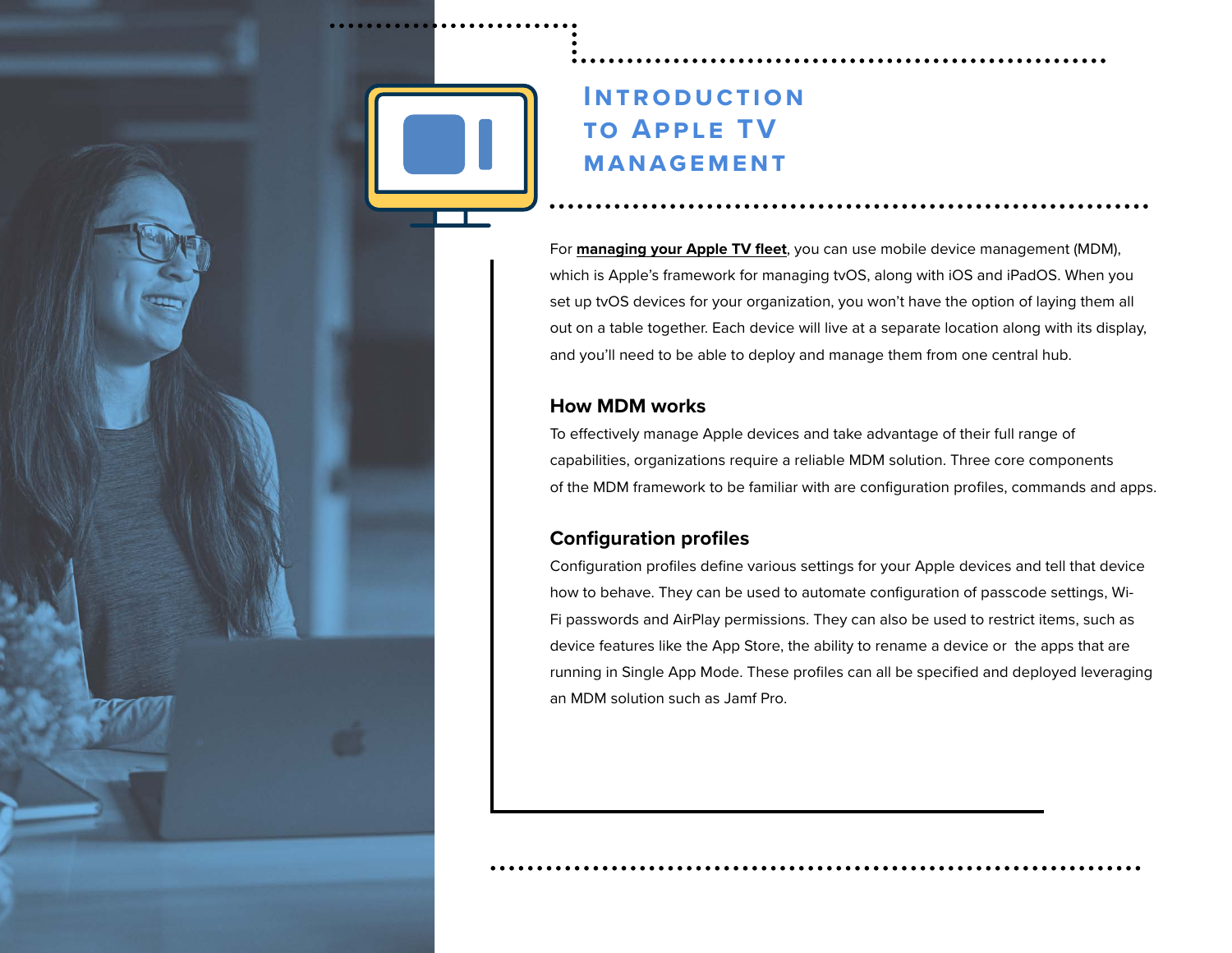# Introduction to Apple TV Management

For **managing your Apple TV fleet**, you can use mobile device management (MDM), which is Apple's framework for managing tvOS, along with iOS and iPadOS. When you set up tvOS devices for your organization, you won't have the option of laying them all out on a table together. Each device will live at a separate location along with its display, and you'll need to be able to deploy and manage them from one central hub.

## How MDM works

To effectively manage Apple devices and take advantage of their full range of capabilities, organizations require a reliable MDM solution. Three core components of the MDM framework to be familiar with are configuration profiles, commands and apps.

## Configuration profiles

Configuration profiles define various settings for your Apple devices and tell that device how to behave. They can be used to automate configuration of passcode settings, Wi-Fi passwords and AirPlay permissions. They can also be used to restrict items, such as device features like the App Store, the ability to rename a device or the apps that are running in Single App Mode. These profiles can all be specified and deployed leveraging an MDM solution such as Jamf Pro.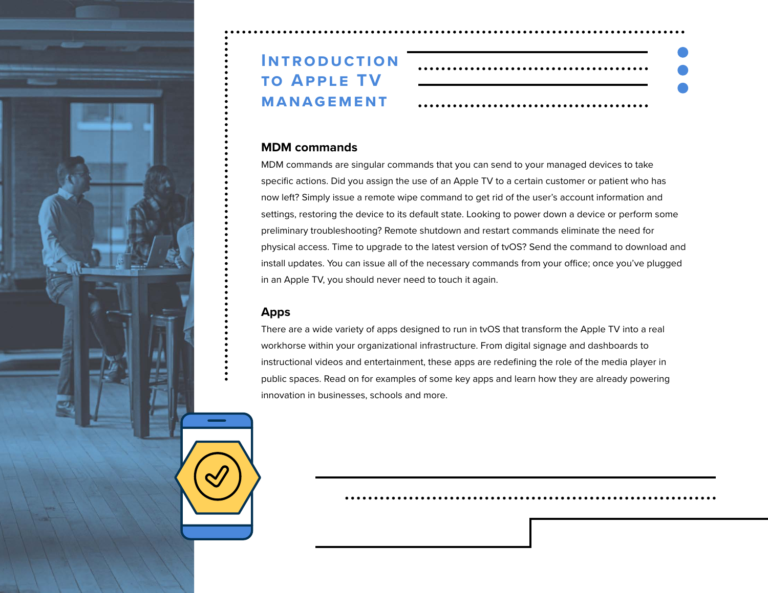# Introduction to Apple TV Management

## MDM commands

MDM commands are singular commands that you can send to your managed devices to take specific actions. Did you assign the use of an Apple TV to a certain customer or patient who has now left? Simply issue a remote wipe command to get rid of the user's account information and settings, restoring the device to its default state. Looking to power down a device or perform some preliminary troubleshooting? Remote shutdown and restart commands eliminate the need for physical access. Time to upgrade to the latest version of tvOS? Send the command to download and install updates. You can issue all of the necessary commands from your office; once you've plugged in an Apple TV, you should never need to touch it again.

## Apps

There are a wide variety of apps designed to run in tvOS that transform the Apple TV into a real workhorse within your organizational infrastructure. From digital signage and dashboards to instructional videos and entertainment, these apps are redefining the role of the media player in public spaces. Read on for examples of some key apps and learn how they are already powering innovation in businesses, schools and more.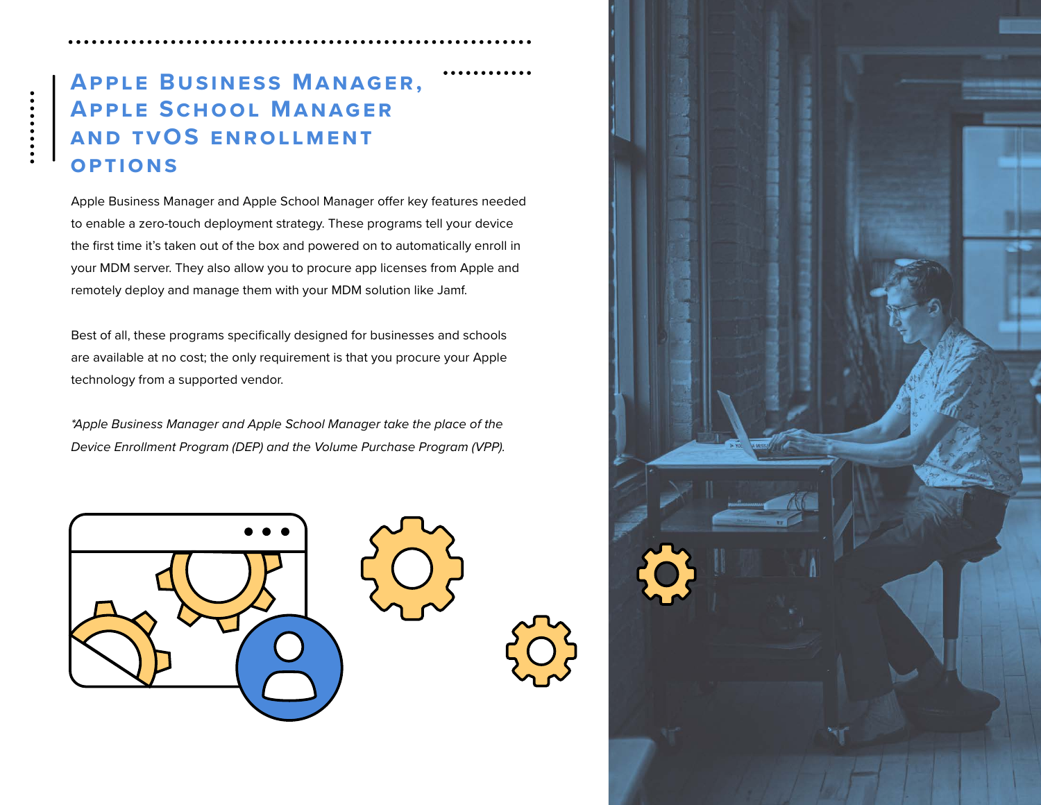# Apple Business Manager, Apple School Manager and tvOS enrollment options

Apple Business Manager and Apple School Manager offer key features needed to enable a zero-touch deployment strategy. These programs tell your device the first time it's taken out of the box and powered on to automatically enroll in your MDM server. They also allow you to procure app licenses from Apple and remotely deploy and manage them with your MDM solution like Jamf.

Best of all, these programs specifically designed for businesses and schools are available at no cost; the only requirement is that you procure your Apple technology from a supported vendor.

*\*Apple Business Manager and Apple School Manager take the place of the Device Enrollment Program (DEP) and the Volume Purchase Program (VPP).*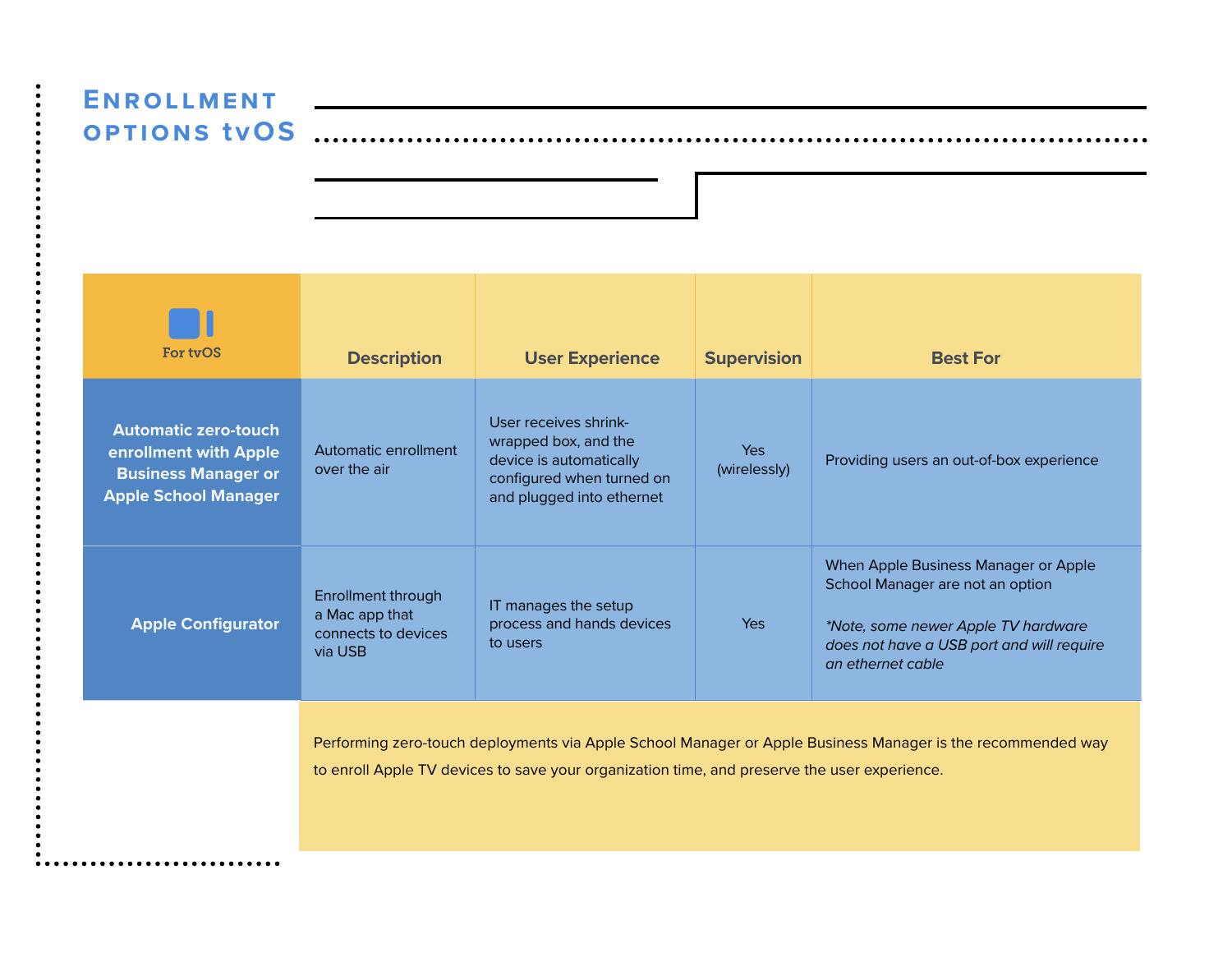# Enrollment options tvOS

| For tvOS | Description | User Experience | Supervision | Best For |
|---|---|---|---|---|
| **Automatic zero-touch enrollment with Apple Business Manager or Apple School Manager** | Automatic enrollment over the air | User receives shrink-wrapped box, and the device is automatically configured when turned on and plugged into ethernet | Yes (wirelessly) | Providing users an out-of-box experience |
| **Apple Configurator** | Enrollment through a Mac app that connects to devices via USB | IT manages the setup process and hands devices to users | Yes | When Apple Business Manager or Apple School Manager are not an option<br><br>*\*Note, some newer Apple TV hardware does not have a USB port and will require an ethernet cable* |

Performing zero-touch deployments via Apple School Manager or Apple Business Manager is the recommended way to enroll Apple TV devices to save your organization time, and preserve the user experience.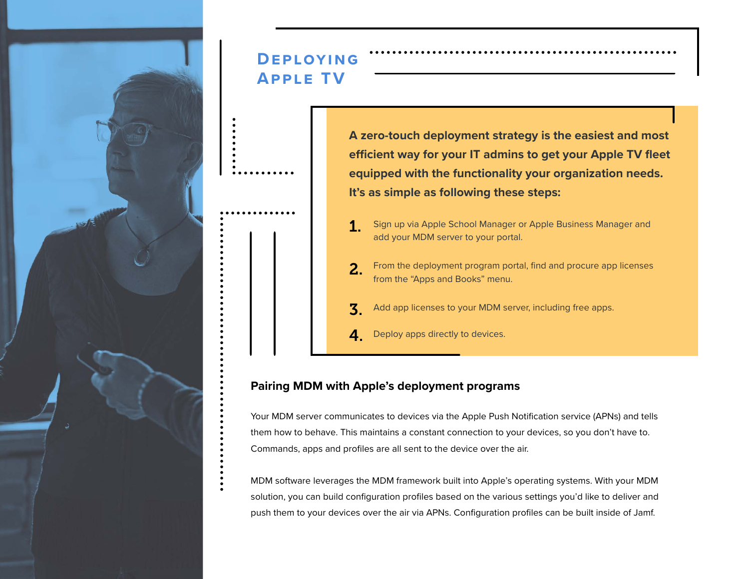# Deploying Apple TV

**A zero-touch deployment strategy is the easiest and most efficient way for your IT admins to get your Apple TV fleet equipped with the functionality your organization needs. It's as simple as following these steps:**

1. Sign up via Apple School Manager or Apple Business Manager and add your MDM server to your portal.
2. From the deployment program portal, find and procure app licenses from the "Apps and Books" menu.
3. Add app licenses to your MDM server, including free apps.
4. Deploy apps directly to devices.

## Pairing MDM with Apple's deployment programs

Your MDM server communicates to devices via the Apple Push Notification service (APNs) and tells them how to behave. This maintains a constant connection to your devices, so you don't have to. Commands, apps and profiles are all sent to the device over the air.

MDM software leverages the MDM framework built into Apple's operating systems. With your MDM solution, you can build configuration profiles based on the various settings you'd like to deliver and push them to your devices over the air via APNs. Configuration profiles can be built inside of Jamf.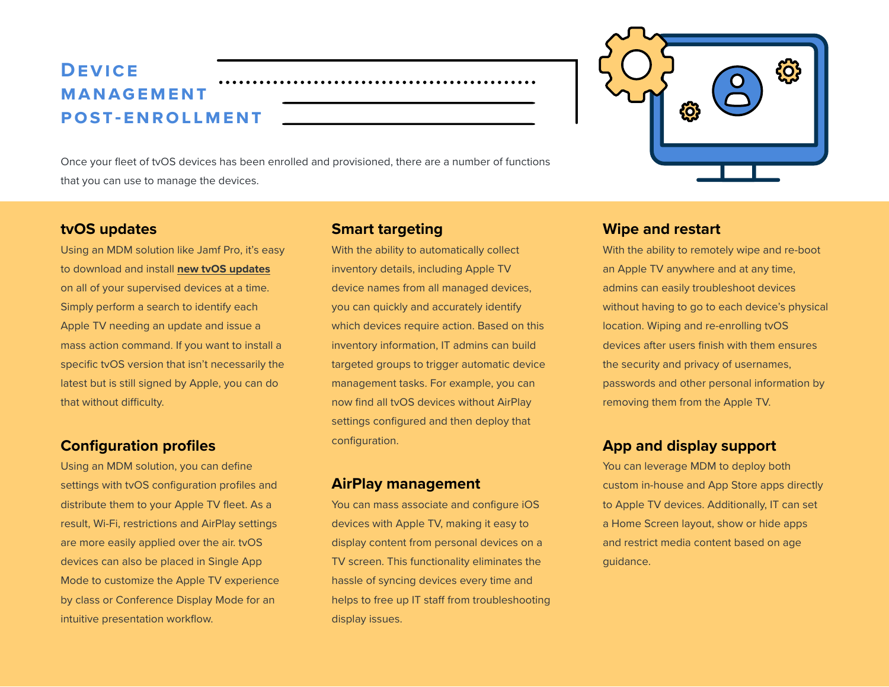# Device Management Post-Enrollment

Once your fleet of tvOS devices has been enrolled and provisioned, there are a number of functions that you can use to manage the devices.

## tvOS updates

Using an MDM solution like Jamf Pro, it's easy to download and install **new tvOS updates** on all of your supervised devices at a time. Simply perform a search to identify each Apple TV needing an update and issue a mass action command. If you want to install a specific tvOS version that isn't necessarily the latest but is still signed by Apple, you can do that without difficulty.

## Configuration profiles

Using an MDM solution, you can define settings with tvOS configuration profiles and distribute them to your Apple TV fleet. As a result, Wi-Fi, restrictions and AirPlay settings are more easily applied over the air. tvOS devices can also be placed in Single App Mode to customize the Apple TV experience by class or Conference Display Mode for an intuitive presentation workflow.

## Smart targeting

With the ability to automatically collect inventory details, including Apple TV device names from all managed devices, you can quickly and accurately identify which devices require action. Based on this inventory information, IT admins can build targeted groups to trigger automatic device management tasks. For example, you can now find all tvOS devices without AirPlay settings configured and then deploy that configuration.

## AirPlay management

You can mass associate and configure iOS devices with Apple TV, making it easy to display content from personal devices on a TV screen. This functionality eliminates the hassle of syncing devices every time and helps to free up IT staff from troubleshooting display issues.

## Wipe and restart

With the ability to remotely wipe and re-boot an Apple TV anywhere and at any time, admins can easily troubleshoot devices without having to go to each device's physical location. Wiping and re-enrolling tvOS devices after users finish with them ensures the security and privacy of usernames, passwords and other personal information by removing them from the Apple TV.

## App and display support

You can leverage MDM to deploy both custom in-house and App Store apps directly to Apple TV devices. Additionally, IT can set a Home Screen layout, show or hide apps and restrict media content based on age guidance.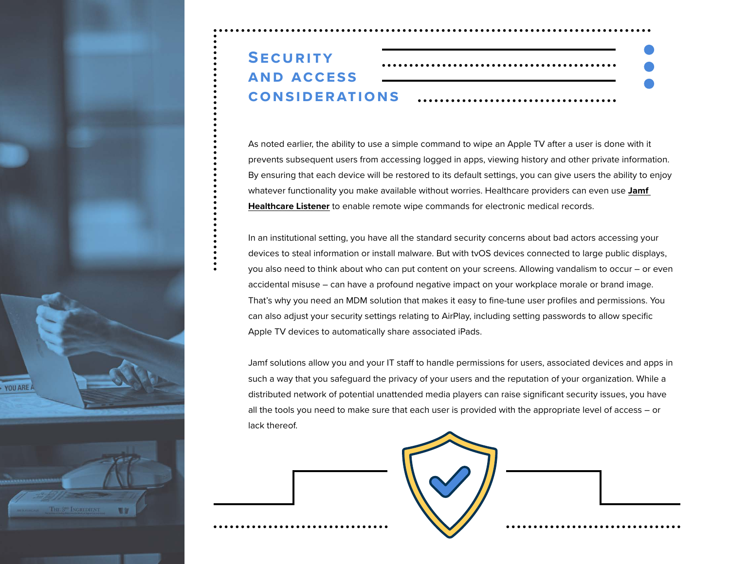# Security and Access Considerations

As noted earlier, the ability to use a simple command to wipe an Apple TV after a user is done with it prevents subsequent users from accessing logged in apps, viewing history and other private information. By ensuring that each device will be restored to its default settings, you can give users the ability to enjoy whatever functionality you make available without worries. Healthcare providers can even use **Jamf Healthcare Listener** to enable remote wipe commands for electronic medical records.

In an institutional setting, you have all the standard security concerns about bad actors accessing your devices to steal information or install malware. But with tvOS devices connected to large public displays, you also need to think about who can put content on your screens. Allowing vandalism to occur – or even accidental misuse – can have a profound negative impact on your workplace morale or brand image. That's why you need an MDM solution that makes it easy to fine-tune user profiles and permissions. You can also adjust your security settings relating to AirPlay, including setting passwords to allow specific Apple TV devices to automatically share associated iPads.

Jamf solutions allow you and your IT staff to handle permissions for users, associated devices and apps in such a way that you safeguard the privacy of your users and the reputation of your organization. While a distributed network of potential unattended media players can raise significant security issues, you have all the tools you need to make sure that each user is provided with the appropriate level of access – or lack thereof.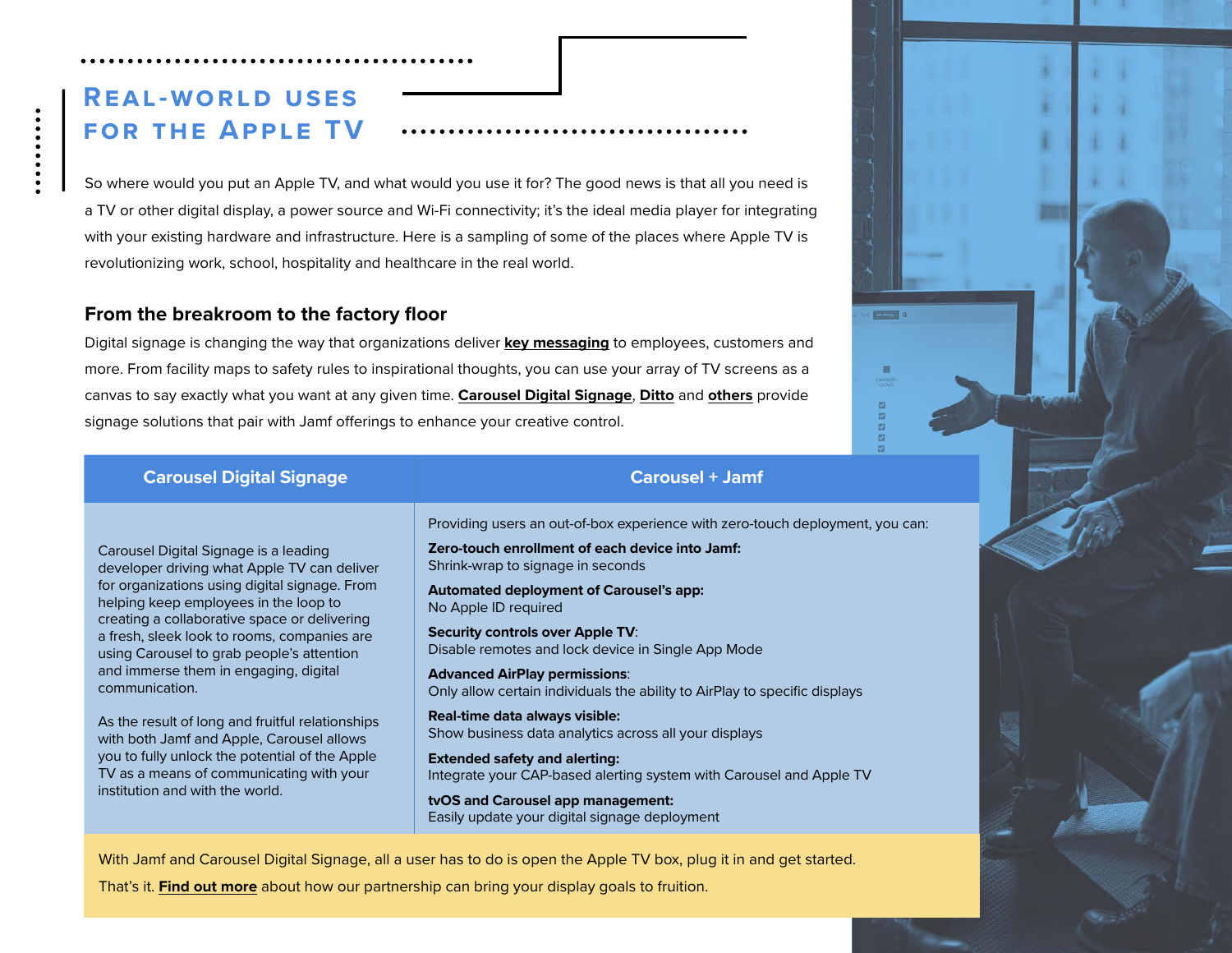# Real-world uses for the Apple TV

So where would you put an Apple TV, and what would you use it for? The good news is that all you need is a TV or other digital display, a power source and Wi-Fi connectivity; it's the ideal media player for integrating with your existing hardware and infrastructure. Here is a sampling of some of the places where Apple TV is revolutionizing work, school, hospitality and healthcare in the real world.

## From the breakroom to the factory floor

Digital signage is changing the way that organizations deliver **key messaging** to employees, customers and more. From facility maps to safety rules to inspirational thoughts, you can use your array of TV screens as a canvas to say exactly what you want at any given time. **Carousel Digital Signage**, **Ditto** and **others** provide signage solutions that pair with Jamf offerings to enhance your creative control.

| Carousel Digital Signage | Carousel + Jamf |
|---|---|
| Carousel Digital Signage is a leading developer driving what Apple TV can deliver for organizations using digital signage. From helping keep employees in the loop to creating a collaborative space or delivering a fresh, sleek look to rooms, companies are using Carousel to grab people's attention and immerse them in engaging, digital communication.<br><br>As the result of long and fruitful relationships with both Jamf and Apple, Carousel allows you to fully unlock the potential of the Apple TV as a means of communicating with your institution and with the world. | Providing users an out-of-box experience with zero-touch deployment, you can:<br><br>**Zero-touch enrollment of each device into Jamf:** Shrink-wrap to signage in seconds<br><br>**Automated deployment of Carousel's app:** No Apple ID required<br><br>**Security controls over Apple TV**: Disable remotes and lock device in Single App Mode<br><br>**Advanced AirPlay permissions**: Only allow certain individuals the ability to AirPlay to specific displays<br><br>**Real-time data always visible:** Show business data analytics across all your displays<br><br>**Extended safety and alerting:** Integrate your CAP-based alerting system with Carousel and Apple TV<br><br>**tvOS and Carousel app management:** Easily update your digital signage deployment |

With Jamf and Carousel Digital Signage, all a user has to do is open the Apple TV box, plug it in and get started. That's it. **Find out more** about how our partnership can bring your display goals to fruition.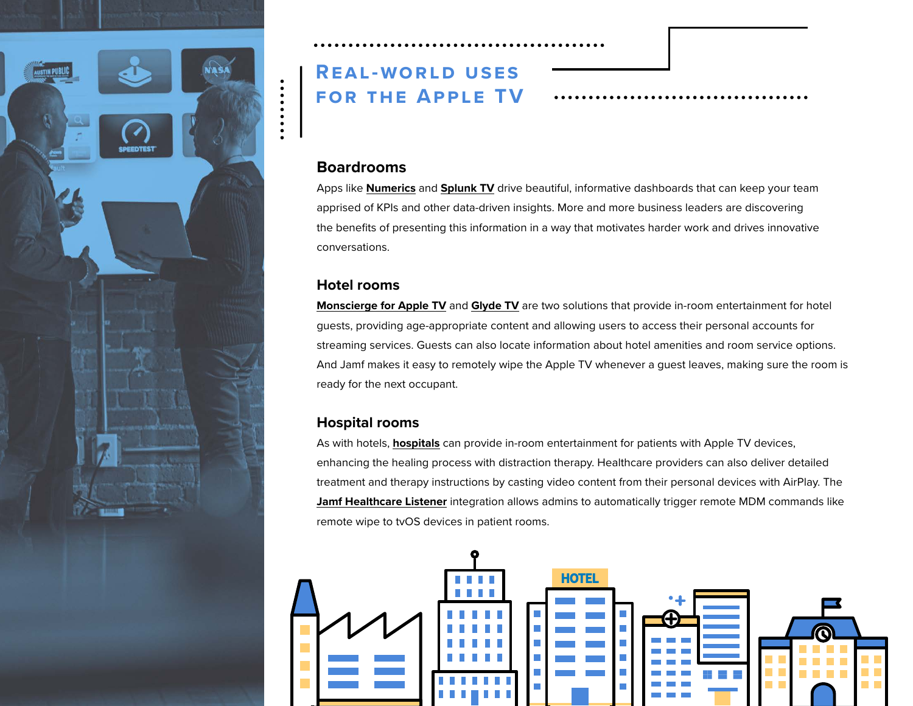# Real-world uses for the Apple TV

## Boardrooms

Apps like **Numerics** and **Splunk TV** drive beautiful, informative dashboards that can keep your team apprised of KPIs and other data-driven insights. More and more business leaders are discovering the benefits of presenting this information in a way that motivates harder work and drives innovative conversations.

## Hotel rooms

**Monscierge for Apple TV** and **Glyde TV** are two solutions that provide in-room entertainment for hotel guests, providing age-appropriate content and allowing users to access their personal accounts for streaming services. Guests can also locate information about hotel amenities and room service options. And Jamf makes it easy to remotely wipe the Apple TV whenever a guest leaves, making sure the room is ready for the next occupant.

## Hospital rooms

As with hotels, **hospitals** can provide in-room entertainment for patients with Apple TV devices, enhancing the healing process with distraction therapy. Healthcare providers can also deliver detailed treatment and therapy instructions by casting video content from their personal devices with AirPlay. The **Jamf Healthcare Listener** integration allows admins to automatically trigger remote MDM commands like remote wipe to tvOS devices in patient rooms.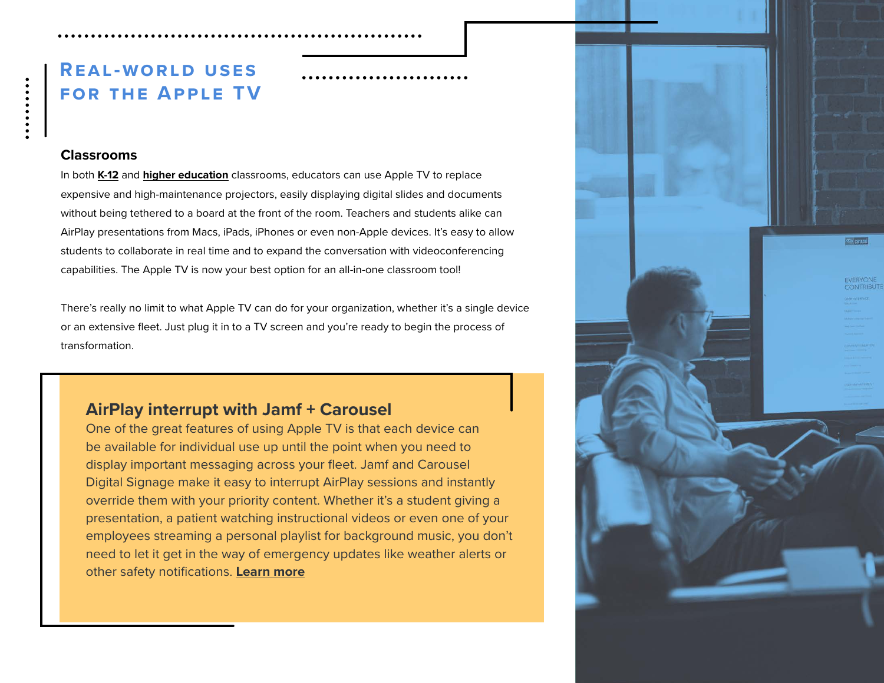# Real-world uses for the Apple TV

### Classrooms

In both **K-12** and **higher education** classrooms, educators can use Apple TV to replace expensive and high-maintenance projectors, easily displaying digital slides and documents without being tethered to a board at the front of the room. Teachers and students alike can AirPlay presentations from Macs, iPads, iPhones or even non-Apple devices. It's easy to allow students to collaborate in real time and to expand the conversation with videoconferencing capabilities. The Apple TV is now your best option for an all-in-one classroom tool!

There's really no limit to what Apple TV can do for your organization, whether it's a single device or an extensive fleet. Just plug it in to a TV screen and you're ready to begin the process of transformation.

## AirPlay interrupt with Jamf + Carousel

One of the great features of using Apple TV is that each device can be available for individual use up until the point when you need to display important messaging across your fleet. Jamf and Carousel Digital Signage make it easy to interrupt AirPlay sessions and instantly override them with your priority content. Whether it's a student giving a presentation, a patient watching instructional videos or even one of your employees streaming a personal playlist for background music, you don't need to let it get in the way of emergency updates like weather alerts or other safety notifications. **Learn more**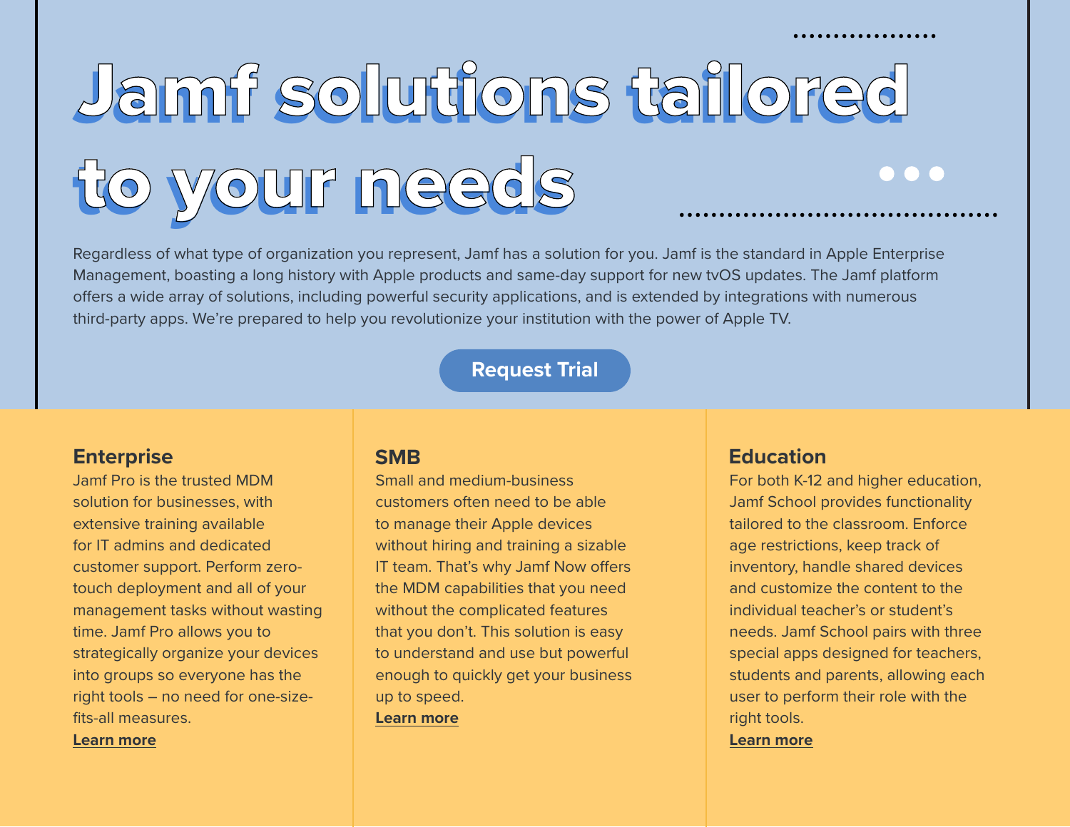# Jamf solutions tailored to your needs

Regardless of what type of organization you represent, Jamf has a solution for you. Jamf is the standard in Apple Enterprise Management, boasting a long history with Apple products and same-day support for new tvOS updates. The Jamf platform offers a wide array of solutions, including powerful security applications, and is extended by integrations with numerous third-party apps. We're prepared to help you revolutionize your institution with the power of Apple TV.

Request Trial

## Enterprise

Jamf Pro is the trusted MDM solution for businesses, with extensive training available for IT admins and dedicated customer support. Perform zero-touch deployment and all of your management tasks without wasting time. Jamf Pro allows you to strategically organize your devices into groups so everyone has the right tools – no need for one-size-fits-all measures.

Learn more

## SMB

Small and medium-business customers often need to be able to manage their Apple devices without hiring and training a sizable IT team. That's why Jamf Now offers the MDM capabilities that you need without the complicated features that you don't. This solution is easy to understand and use but powerful enough to quickly get your business up to speed.

Learn more

## Education

For both K-12 and higher education, Jamf School provides functionality tailored to the classroom. Enforce age restrictions, keep track of inventory, handle shared devices and customize the content to the individual teacher's or student's needs. Jamf School pairs with three special apps designed for teachers, students and parents, allowing each user to perform their role with the right tools.

Learn more